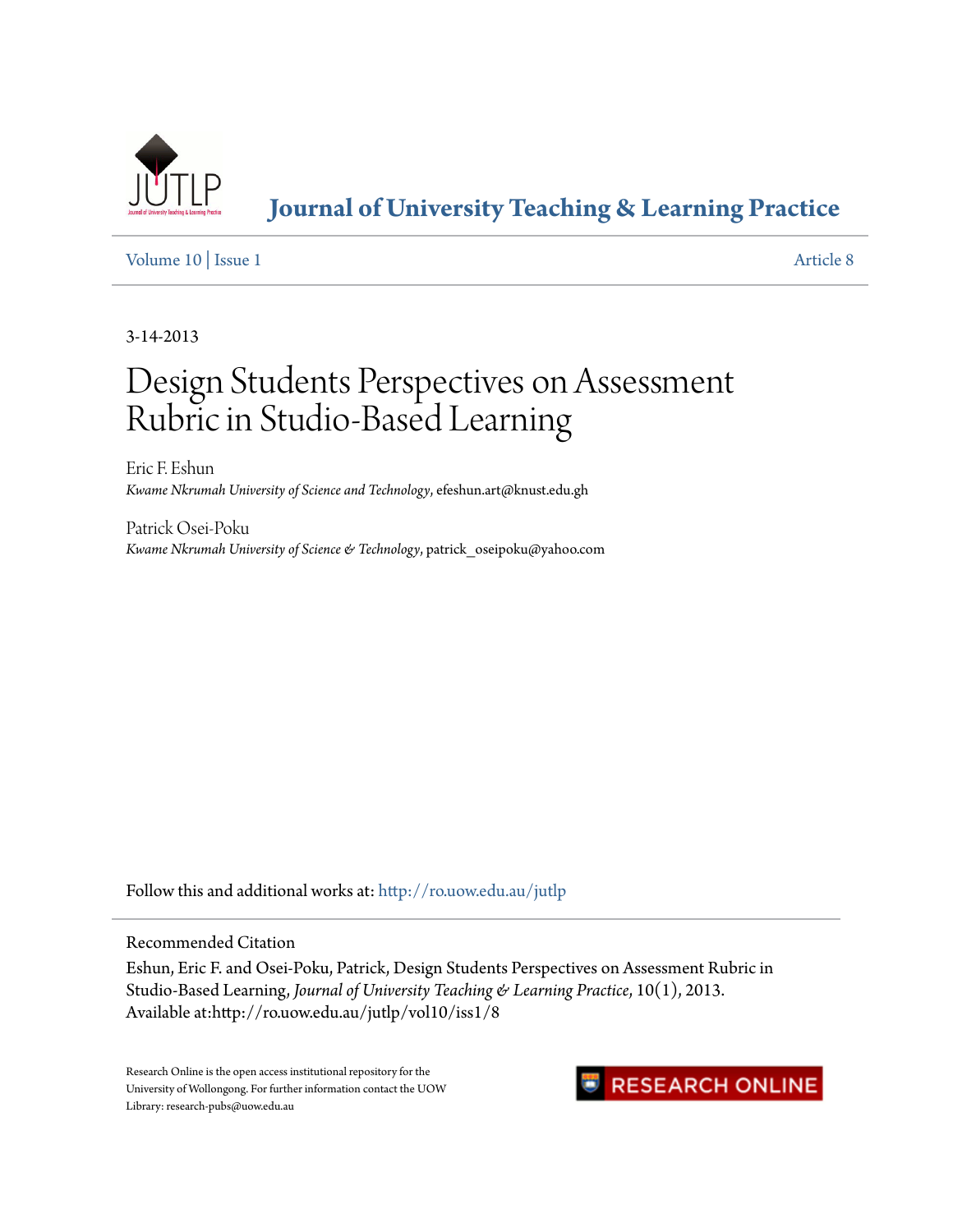# Journal of University Teaching & Learning Practice

Volume 10 | Issue 1 Article 8

3-14-2013

# Design Students Perspectives on Assessment Rubric in Studio-Based Learning

Eric F. Eshun
*Kwame Nkrumah University of Science and Technology*, efeshun.art@knust.edu.gh

Patrick Osei-Poku
*Kwame Nkrumah University of Science & Technology*, patrick_oseipoku@yahoo.com

Follow this and additional works at: http://ro.uow.edu.au/jutlp

Recommended Citation

Eshun, Eric F. and Osei-Poku, Patrick, Design Students Perspectives on Assessment Rubric in Studio-Based Learning, *Journal of University Teaching & Learning Practice*, 10(1), 2013. Available at:http://ro.uow.edu.au/jutlp/vol10/iss1/8

Research Online is the open access institutional repository for the University of Wollongong. For further information contact the UOW Library: research-pubs@uow.edu.au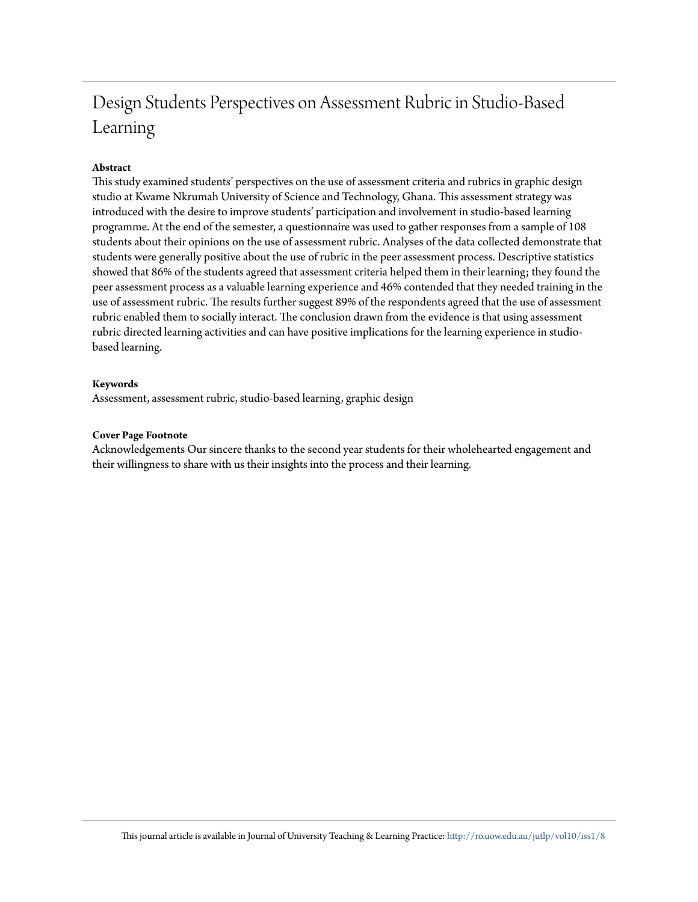# Design Students Perspectives on Assessment Rubric in Studio-Based Learning

**Abstract**

This study examined students' perspectives on the use of assessment criteria and rubrics in graphic design studio at Kwame Nkrumah University of Science and Technology, Ghana. This assessment strategy was introduced with the desire to improve students' participation and involvement in studio-based learning programme. At the end of the semester, a questionnaire was used to gather responses from a sample of 108 students about their opinions on the use of assessment rubric. Analyses of the data collected demonstrate that students were generally positive about the use of rubric in the peer assessment process. Descriptive statistics showed that 86% of the students agreed that assessment criteria helped them in their learning; they found the peer assessment process as a valuable learning experience and 46% contended that they needed training in the use of assessment rubric. The results further suggest 89% of the respondents agreed that the use of assessment rubric enabled them to socially interact. The conclusion drawn from the evidence is that using assessment rubric directed learning activities and can have positive implications for the learning experience in studio-based learning.

**Keywords**

Assessment, assessment rubric, studio-based learning, graphic design

**Cover Page Footnote**

Acknowledgements Our sincere thanks to the second year students for their wholehearted engagement and their willingness to share with us their insights into the process and their learning.

This journal article is available in Journal of University Teaching & Learning Practice: http://ro.uow.edu.au/jutlp/vol10/iss1/8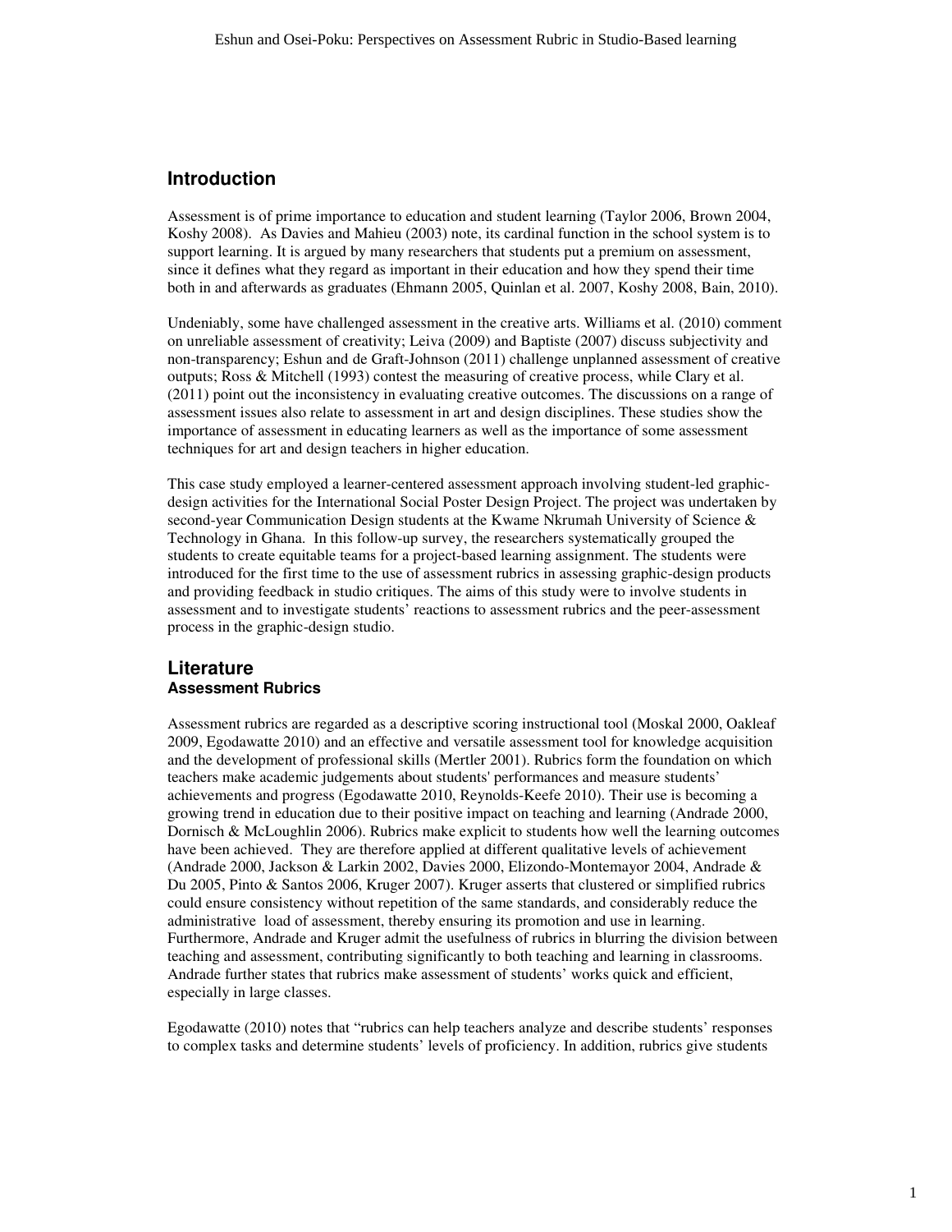## Introduction

Assessment is of prime importance to education and student learning (Taylor 2006, Brown 2004, Koshy 2008). As Davies and Mahieu (2003) note, its cardinal function in the school system is to support learning. It is argued by many researchers that students put a premium on assessment, since it defines what they regard as important in their education and how they spend their time both in and afterwards as graduates (Ehmann 2005, Quinlan et al. 2007, Koshy 2008, Bain, 2010).

Undeniably, some have challenged assessment in the creative arts. Williams et al. (2010) comment on unreliable assessment of creativity; Leiva (2009) and Baptiste (2007) discuss subjectivity and non-transparency; Eshun and de Graft-Johnson (2011) challenge unplanned assessment of creative outputs; Ross & Mitchell (1993) contest the measuring of creative process, while Clary et al. (2011) point out the inconsistency in evaluating creative outcomes. The discussions on a range of assessment issues also relate to assessment in art and design disciplines. These studies show the importance of assessment in educating learners as well as the importance of some assessment techniques for art and design teachers in higher education.

This case study employed a learner-centered assessment approach involving student-led graphic-design activities for the International Social Poster Design Project. The project was undertaken by second-year Communication Design students at the Kwame Nkrumah University of Science & Technology in Ghana. In this follow-up survey, the researchers systematically grouped the students to create equitable teams for a project-based learning assignment. The students were introduced for the first time to the use of assessment rubrics in assessing graphic-design products and providing feedback in studio critiques. The aims of this study were to involve students in assessment and to investigate students' reactions to assessment rubrics and the peer-assessment process in the graphic-design studio.

## Literature

### Assessment Rubrics

Assessment rubrics are regarded as a descriptive scoring instructional tool (Moskal 2000, Oakleaf 2009, Egodawatte 2010) and an effective and versatile assessment tool for knowledge acquisition and the development of professional skills (Mertler 2001). Rubrics form the foundation on which teachers make academic judgements about students' performances and measure students' achievements and progress (Egodawatte 2010, Reynolds-Keefe 2010). Their use is becoming a growing trend in education due to their positive impact on teaching and learning (Andrade 2000, Dornisch & McLoughlin 2006). Rubrics make explicit to students how well the learning outcomes have been achieved. They are therefore applied at different qualitative levels of achievement (Andrade 2000, Jackson & Larkin 2002, Davies 2000, Elizondo-Montemayor 2004, Andrade & Du 2005, Pinto & Santos 2006, Kruger 2007). Kruger asserts that clustered or simplified rubrics could ensure consistency without repetition of the same standards, and considerably reduce the administrative load of assessment, thereby ensuring its promotion and use in learning. Furthermore, Andrade and Kruger admit the usefulness of rubrics in blurring the division between teaching and assessment, contributing significantly to both teaching and learning in classrooms. Andrade further states that rubrics make assessment of students' works quick and efficient, especially in large classes.

Egodawatte (2010) notes that "rubrics can help teachers analyze and describe students' responses to complex tasks and determine students' levels of proficiency. In addition, rubrics give students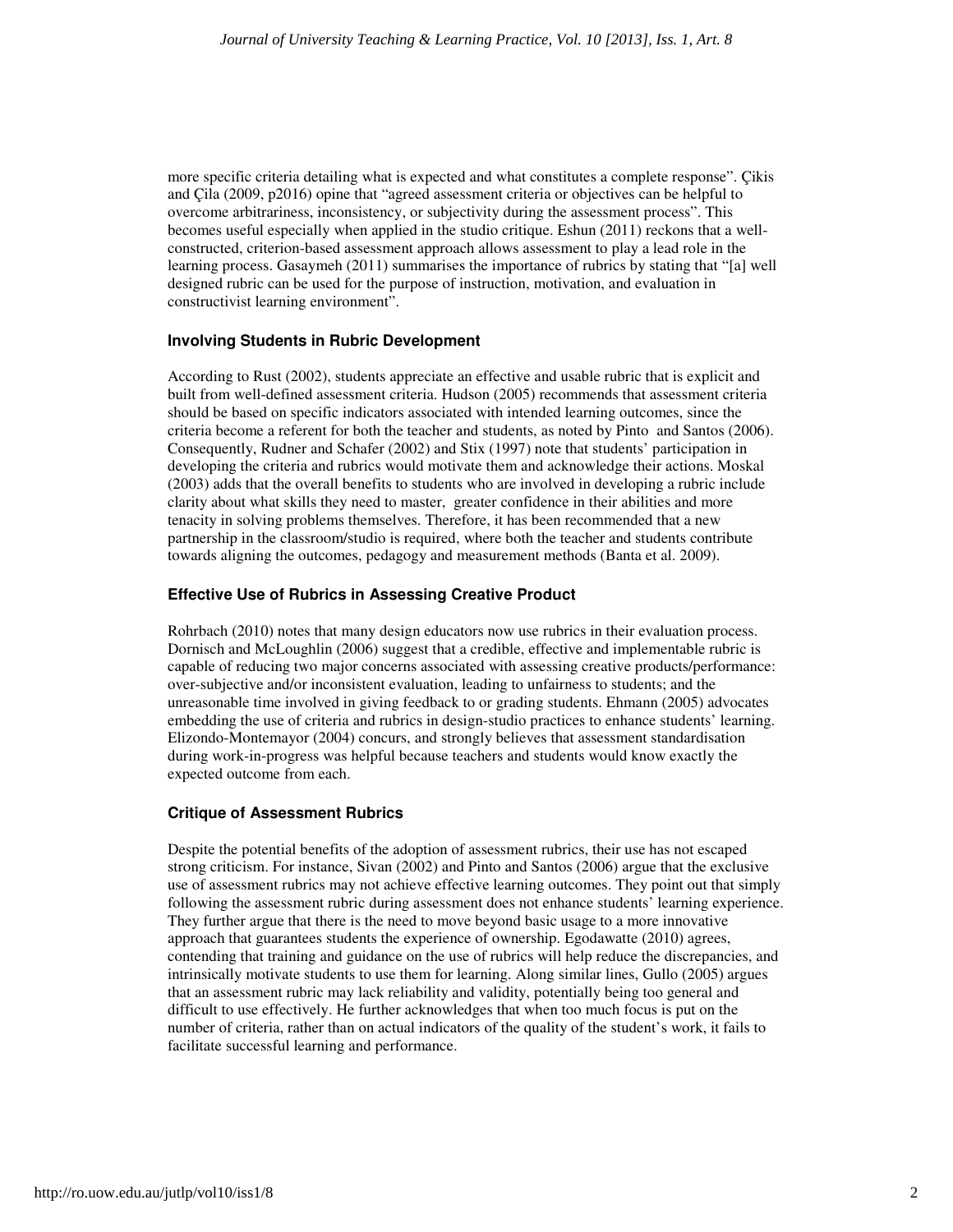more specific criteria detailing what is expected and what constitutes a complete response". Çikis and Çila (2009, p2016) opine that "agreed assessment criteria or objectives can be helpful to overcome arbitrariness, inconsistency, or subjectivity during the assessment process". This becomes useful especially when applied in the studio critique. Eshun (2011) reckons that a well-constructed, criterion-based assessment approach allows assessment to play a lead role in the learning process. Gasaymeh (2011) summarises the importance of rubrics by stating that "[a] well designed rubric can be used for the purpose of instruction, motivation, and evaluation in constructivist learning environment".

### Involving Students in Rubric Development

According to Rust (2002), students appreciate an effective and usable rubric that is explicit and built from well-defined assessment criteria. Hudson (2005) recommends that assessment criteria should be based on specific indicators associated with intended learning outcomes, since the criteria become a referent for both the teacher and students, as noted by Pinto and Santos (2006). Consequently, Rudner and Schafer (2002) and Stix (1997) note that students' participation in developing the criteria and rubrics would motivate them and acknowledge their actions. Moskal (2003) adds that the overall benefits to students who are involved in developing a rubric include clarity about what skills they need to master, greater confidence in their abilities and more tenacity in solving problems themselves. Therefore, it has been recommended that a new partnership in the classroom/studio is required, where both the teacher and students contribute towards aligning the outcomes, pedagogy and measurement methods (Banta et al. 2009).

### Effective Use of Rubrics in Assessing Creative Product

Rohrbach (2010) notes that many design educators now use rubrics in their evaluation process. Dornisch and McLoughlin (2006) suggest that a credible, effective and implementable rubric is capable of reducing two major concerns associated with assessing creative products/performance: over-subjective and/or inconsistent evaluation, leading to unfairness to students; and the unreasonable time involved in giving feedback to or grading students. Ehmann (2005) advocates embedding the use of criteria and rubrics in design-studio practices to enhance students' learning. Elizondo-Montemayor (2004) concurs, and strongly believes that assessment standardisation during work-in-progress was helpful because teachers and students would know exactly the expected outcome from each.

### Critique of Assessment Rubrics

Despite the potential benefits of the adoption of assessment rubrics, their use has not escaped strong criticism. For instance, Sivan (2002) and Pinto and Santos (2006) argue that the exclusive use of assessment rubrics may not achieve effective learning outcomes. They point out that simply following the assessment rubric during assessment does not enhance students' learning experience. They further argue that there is the need to move beyond basic usage to a more innovative approach that guarantees students the experience of ownership. Egodawatte (2010) agrees, contending that training and guidance on the use of rubrics will help reduce the discrepancies, and intrinsically motivate students to use them for learning. Along similar lines, Gullo (2005) argues that an assessment rubric may lack reliability and validity, potentially being too general and difficult to use effectively. He further acknowledges that when too much focus is put on the number of criteria, rather than on actual indicators of the quality of the student's work, it fails to facilitate successful learning and performance.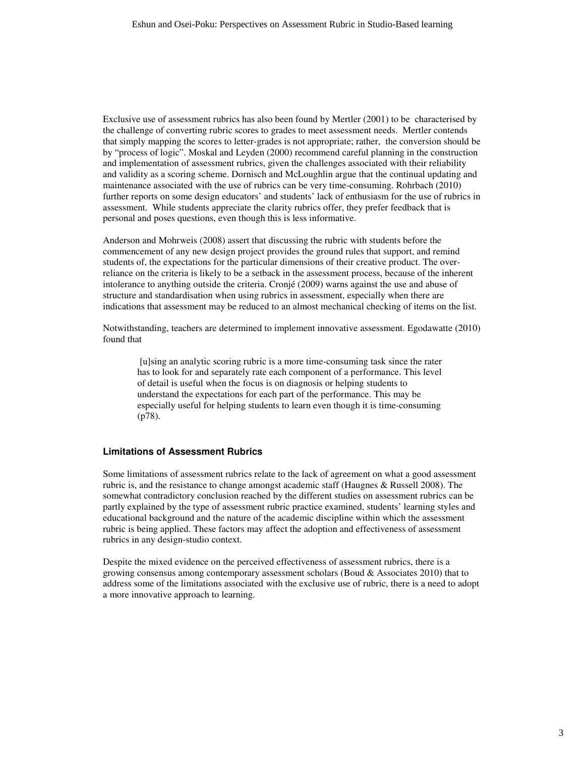Exclusive use of assessment rubrics has also been found by Mertler (2001) to be characterised by the challenge of converting rubric scores to grades to meet assessment needs. Mertler contends that simply mapping the scores to letter-grades is not appropriate; rather, the conversion should be by "process of logic". Moskal and Leyden (2000) recommend careful planning in the construction and implementation of assessment rubrics, given the challenges associated with their reliability and validity as a scoring scheme. Dornisch and McLoughlin argue that the continual updating and maintenance associated with the use of rubrics can be very time-consuming. Rohrbach (2010) further reports on some design educators' and students' lack of enthusiasm for the use of rubrics in assessment. While students appreciate the clarity rubrics offer, they prefer feedback that is personal and poses questions, even though this is less informative.

Anderson and Mohrweis (2008) assert that discussing the rubric with students before the commencement of any new design project provides the ground rules that support, and remind students of, the expectations for the particular dimensions of their creative product. The over-reliance on the criteria is likely to be a setback in the assessment process, because of the inherent intolerance to anything outside the criteria. Cronjé (2009) warns against the use and abuse of structure and standardisation when using rubrics in assessment, especially when there are indications that assessment may be reduced to an almost mechanical checking of items on the list.

Notwithstanding, teachers are determined to implement innovative assessment. Egodawatte (2010) found that

> [u]sing an analytic scoring rubric is a more time-consuming task since the rater has to look for and separately rate each component of a performance. This level of detail is useful when the focus is on diagnosis or helping students to understand the expectations for each part of the performance. This may be especially useful for helping students to learn even though it is time-consuming (p78).

#### Limitations of Assessment Rubrics

Some limitations of assessment rubrics relate to the lack of agreement on what a good assessment rubric is, and the resistance to change amongst academic staff (Haugnes & Russell 2008). The somewhat contradictory conclusion reached by the different studies on assessment rubrics can be partly explained by the type of assessment rubric practice examined, students' learning styles and educational background and the nature of the academic discipline within which the assessment rubric is being applied. These factors may affect the adoption and effectiveness of assessment rubrics in any design-studio context.

Despite the mixed evidence on the perceived effectiveness of assessment rubrics, there is a growing consensus among contemporary assessment scholars (Boud & Associates 2010) that to address some of the limitations associated with the exclusive use of rubric, there is a need to adopt a more innovative approach to learning.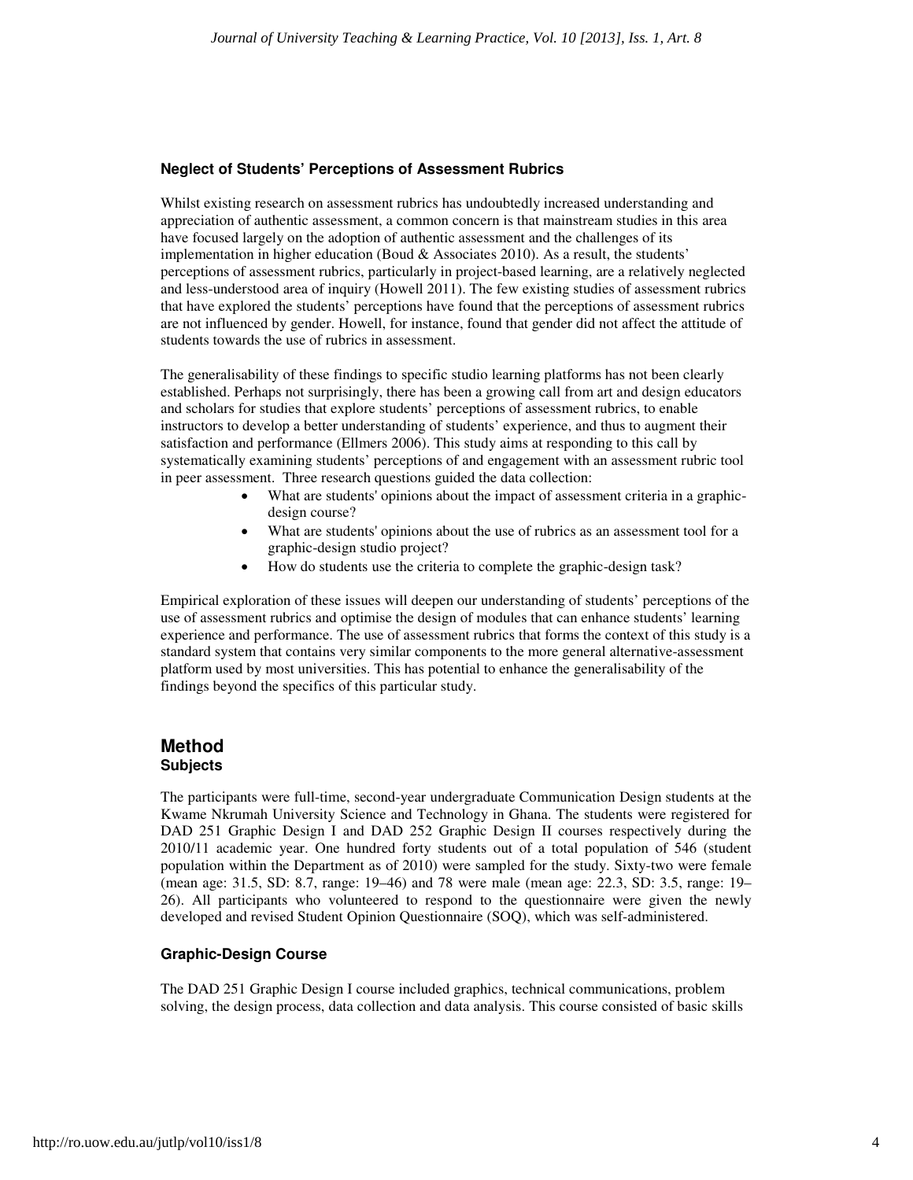### Neglect of Students' Perceptions of Assessment Rubrics

Whilst existing research on assessment rubrics has undoubtedly increased understanding and appreciation of authentic assessment, a common concern is that mainstream studies in this area have focused largely on the adoption of authentic assessment and the challenges of its implementation in higher education (Boud & Associates 2010). As a result, the students' perceptions of assessment rubrics, particularly in project-based learning, are a relatively neglected and less-understood area of inquiry (Howell 2011). The few existing studies of assessment rubrics that have explored the students' perceptions have found that the perceptions of assessment rubrics are not influenced by gender. Howell, for instance, found that gender did not affect the attitude of students towards the use of rubrics in assessment.

The generalisability of these findings to specific studio learning platforms has not been clearly established. Perhaps not surprisingly, there has been a growing call from art and design educators and scholars for studies that explore students' perceptions of assessment rubrics, to enable instructors to develop a better understanding of students' experience, and thus to augment their satisfaction and performance (Ellmers 2006). This study aims at responding to this call by systematically examining students' perceptions of and engagement with an assessment rubric tool in peer assessment. Three research questions guided the data collection:

- What are students' opinions about the impact of assessment criteria in a graphic-design course?
- What are students' opinions about the use of rubrics as an assessment tool for a graphic-design studio project?
- How do students use the criteria to complete the graphic-design task?

Empirical exploration of these issues will deepen our understanding of students' perceptions of the use of assessment rubrics and optimise the design of modules that can enhance students' learning experience and performance. The use of assessment rubrics that forms the context of this study is a standard system that contains very similar components to the more general alternative-assessment platform used by most universities. This has potential to enhance the generalisability of the findings beyond the specifics of this particular study.

## Method

### Subjects

The participants were full-time, second-year undergraduate Communication Design students at the Kwame Nkrumah University Science and Technology in Ghana. The students were registered for DAD 251 Graphic Design I and DAD 252 Graphic Design II courses respectively during the 2010/11 academic year. One hundred forty students out of a total population of 546 (student population within the Department as of 2010) were sampled for the study. Sixty-two were female (mean age: 31.5, SD: 8.7, range: 19–46) and 78 were male (mean age: 22.3, SD: 3.5, range: 19–26). All participants who volunteered to respond to the questionnaire were given the newly developed and revised Student Opinion Questionnaire (SOQ), which was self-administered.

### Graphic-Design Course

The DAD 251 Graphic Design I course included graphics, technical communications, problem solving, the design process, data collection and data analysis. This course consisted of basic skills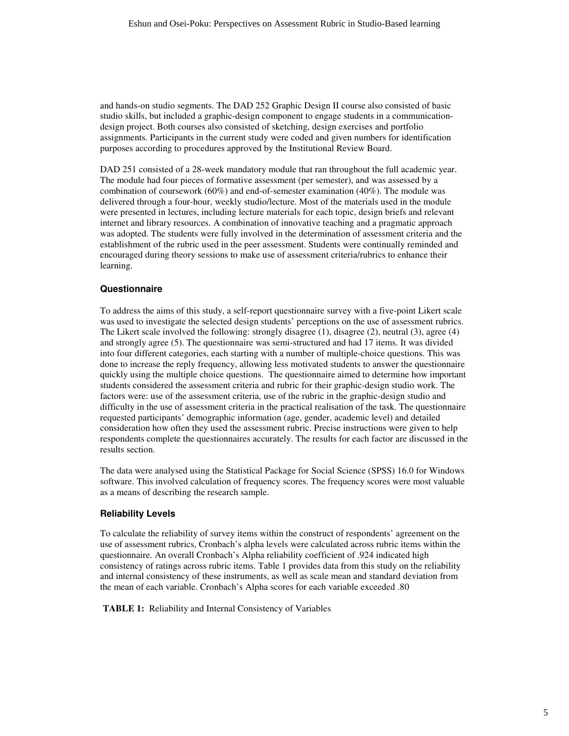and hands-on studio segments. The DAD 252 Graphic Design II course also consisted of basic studio skills, but included a graphic-design component to engage students in a communication-design project. Both courses also consisted of sketching, design exercises and portfolio assignments. Participants in the current study were coded and given numbers for identification purposes according to procedures approved by the Institutional Review Board.

DAD 251 consisted of a 28-week mandatory module that ran throughout the full academic year. The module had four pieces of formative assessment (per semester), and was assessed by a combination of coursework (60%) and end-of-semester examination (40%). The module was delivered through a four-hour, weekly studio/lecture. Most of the materials used in the module were presented in lectures, including lecture materials for each topic, design briefs and relevant internet and library resources. A combination of innovative teaching and a pragmatic approach was adopted. The students were fully involved in the determination of assessment criteria and the establishment of the rubric used in the peer assessment. Students were continually reminded and encouraged during theory sessions to make use of assessment criteria/rubrics to enhance their learning.

### Questionnaire

To address the aims of this study, a self-report questionnaire survey with a five-point Likert scale was used to investigate the selected design students' perceptions on the use of assessment rubrics. The Likert scale involved the following: strongly disagree (1), disagree (2), neutral (3), agree (4) and strongly agree (5). The questionnaire was semi-structured and had 17 items. It was divided into four different categories, each starting with a number of multiple-choice questions. This was done to increase the reply frequency, allowing less motivated students to answer the questionnaire quickly using the multiple choice questions. The questionnaire aimed to determine how important students considered the assessment criteria and rubric for their graphic-design studio work. The factors were: use of the assessment criteria, use of the rubric in the graphic-design studio and difficulty in the use of assessment criteria in the practical realisation of the task. The questionnaire requested participants' demographic information (age, gender, academic level) and detailed consideration how often they used the assessment rubric. Precise instructions were given to help respondents complete the questionnaires accurately. The results for each factor are discussed in the results section.

The data were analysed using the Statistical Package for Social Science (SPSS) 16.0 for Windows software. This involved calculation of frequency scores. The frequency scores were most valuable as a means of describing the research sample.

### Reliability Levels

To calculate the reliability of survey items within the construct of respondents' agreement on the use of assessment rubrics, Cronbach's alpha levels were calculated across rubric items within the questionnaire. An overall Cronbach's Alpha reliability coefficient of .924 indicated high consistency of ratings across rubric items. Table 1 provides data from this study on the reliability and internal consistency of these instruments, as well as scale mean and standard deviation from the mean of each variable. Cronbach's Alpha scores for each variable exceeded .80

**TABLE 1:** Reliability and Internal Consistency of Variables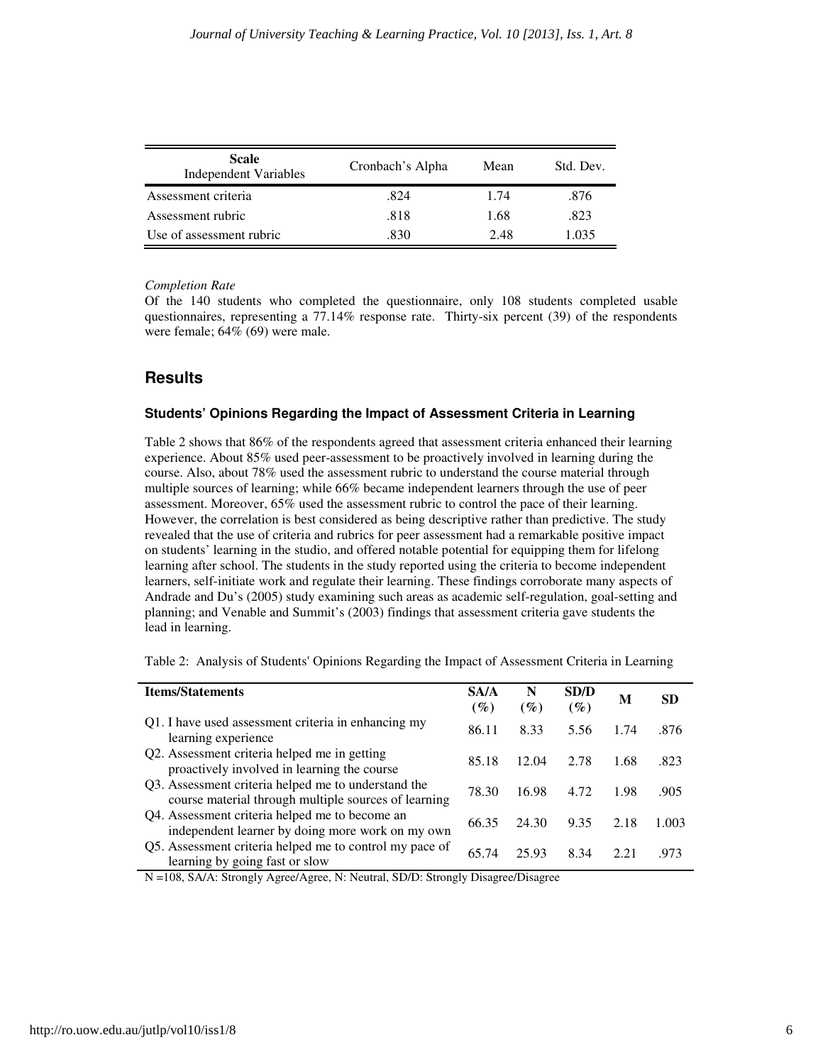| Scale<br>Independent Variables | Cronbach's Alpha | Mean | Std. Dev. |
|---|---|---|---|
| Assessment criteria | .824 | 1.74 | .876 |
| Assessment rubric | .818 | 1.68 | .823 |
| Use of assessment rubric | .830 | 2.48 | 1.035 |

*Completion Rate*

Of the 140 students who completed the questionnaire, only 108 students completed usable questionnaires, representing a 77.14% response rate. Thirty-six percent (39) of the respondents were female; 64% (69) were male.

## Results

### Students' Opinions Regarding the Impact of Assessment Criteria in Learning

Table 2 shows that 86% of the respondents agreed that assessment criteria enhanced their learning experience. About 85% used peer-assessment to be proactively involved in learning during the course. Also, about 78% used the assessment rubric to understand the course material through multiple sources of learning; while 66% became independent learners through the use of peer assessment. Moreover, 65% used the assessment rubric to control the pace of their learning. However, the correlation is best considered as being descriptive rather than predictive. The study revealed that the use of criteria and rubrics for peer assessment had a remarkable positive impact on students' learning in the studio, and offered notable potential for equipping them for lifelong learning after school. The students in the study reported using the criteria to become independent learners, self-initiate work and regulate their learning. These findings corroborate many aspects of Andrade and Du's (2005) study examining such areas as academic self-regulation, goal-setting and planning; and Venable and Summit's (2003) findings that assessment criteria gave students the lead in learning.

Table 2: Analysis of Students' Opinions Regarding the Impact of Assessment Criteria in Learning

| Items/Statements | SA/A (%) | N (%) | SD/D (%) | M | SD |
|---|---|---|---|---|---|
| Q1. I have used assessment criteria in enhancing my learning experience | 86.11 | 8.33 | 5.56 | 1.74 | .876 |
| Q2. Assessment criteria helped me in getting proactively involved in learning the course | 85.18 | 12.04 | 2.78 | 1.68 | .823 |
| Q3. Assessment criteria helped me to understand the course material through multiple sources of learning | 78.30 | 16.98 | 4.72 | 1.98 | .905 |
| Q4. Assessment criteria helped me to become an independent learner by doing more work on my own | 66.35 | 24.30 | 9.35 | 2.18 | 1.003 |
| Q5. Assessment criteria helped me to control my pace of learning by going fast or slow | 65.74 | 25.93 | 8.34 | 2.21 | .973 |

N =108, SA/A: Strongly Agree/Agree, N: Neutral, SD/D: Strongly Disagree/Disagree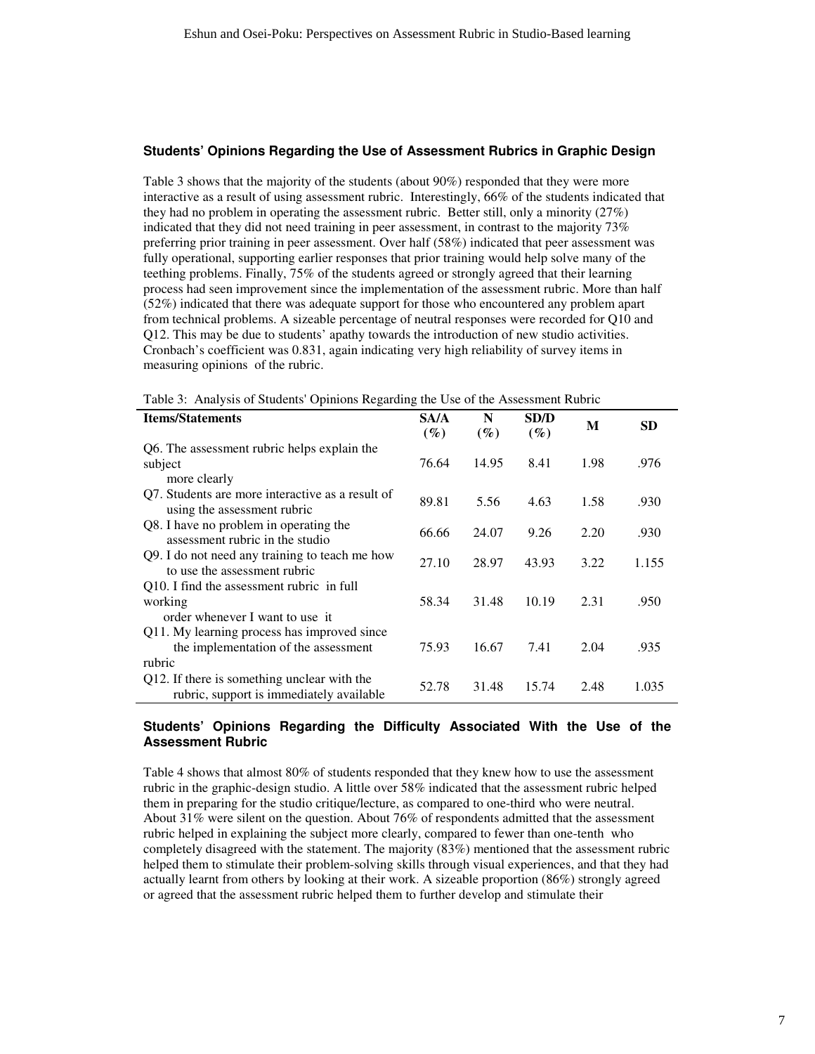### Students' Opinions Regarding the Use of Assessment Rubrics in Graphic Design

Table 3 shows that the majority of the students (about 90%) responded that they were more interactive as a result of using assessment rubric. Interestingly, 66% of the students indicated that they had no problem in operating the assessment rubric. Better still, only a minority (27%) indicated that they did not need training in peer assessment, in contrast to the majority 73% preferring prior training in peer assessment. Over half (58%) indicated that peer assessment was fully operational, supporting earlier responses that prior training would help solve many of the teething problems. Finally, 75% of the students agreed or strongly agreed that their learning process had seen improvement since the implementation of the assessment rubric. More than half (52%) indicated that there was adequate support for those who encountered any problem apart from technical problems. A sizeable percentage of neutral responses were recorded for Q10 and Q12. This may be due to students' apathy towards the introduction of new studio activities. Cronbach's coefficient was 0.831, again indicating very high reliability of survey items in measuring opinions of the rubric.

Table 3: Analysis of Students' Opinions Regarding the Use of the Assessment Rubric

| Items/Statements | SA/A (%) | N (%) | SD/D (%) | M | SD |
|---|---|---|---|---|---|
| Q6. The assessment rubric helps explain the subject more clearly | 76.64 | 14.95 | 8.41 | 1.98 | .976 |
| Q7. Students are more interactive as a result of using the assessment rubric | 89.81 | 5.56 | 4.63 | 1.58 | .930 |
| Q8. I have no problem in operating the assessment rubric in the studio | 66.66 | 24.07 | 9.26 | 2.20 | .930 |
| Q9. I do not need any training to teach me how to use the assessment rubric | 27.10 | 28.97 | 43.93 | 3.22 | 1.155 |
| Q10. I find the assessment rubric in full working order whenever I want to use it | 58.34 | 31.48 | 10.19 | 2.31 | .950 |
| Q11. My learning process has improved since the implementation of the assessment rubric | 75.93 | 16.67 | 7.41 | 2.04 | .935 |
| Q12. If there is something unclear with the rubric, support is immediately available | 52.78 | 31.48 | 15.74 | 2.48 | 1.035 |

### Students' Opinions Regarding the Difficulty Associated With the Use of the Assessment Rubric

Table 4 shows that almost 80% of students responded that they knew how to use the assessment rubric in the graphic-design studio. A little over 58% indicated that the assessment rubric helped them in preparing for the studio critique/lecture, as compared to one-third who were neutral. About 31% were silent on the question. About 76% of respondents admitted that the assessment rubric helped in explaining the subject more clearly, compared to fewer than one-tenth who completely disagreed with the statement. The majority (83%) mentioned that the assessment rubric helped them to stimulate their problem-solving skills through visual experiences, and that they had actually learnt from others by looking at their work. A sizeable proportion (86%) strongly agreed or agreed that the assessment rubric helped them to further develop and stimulate their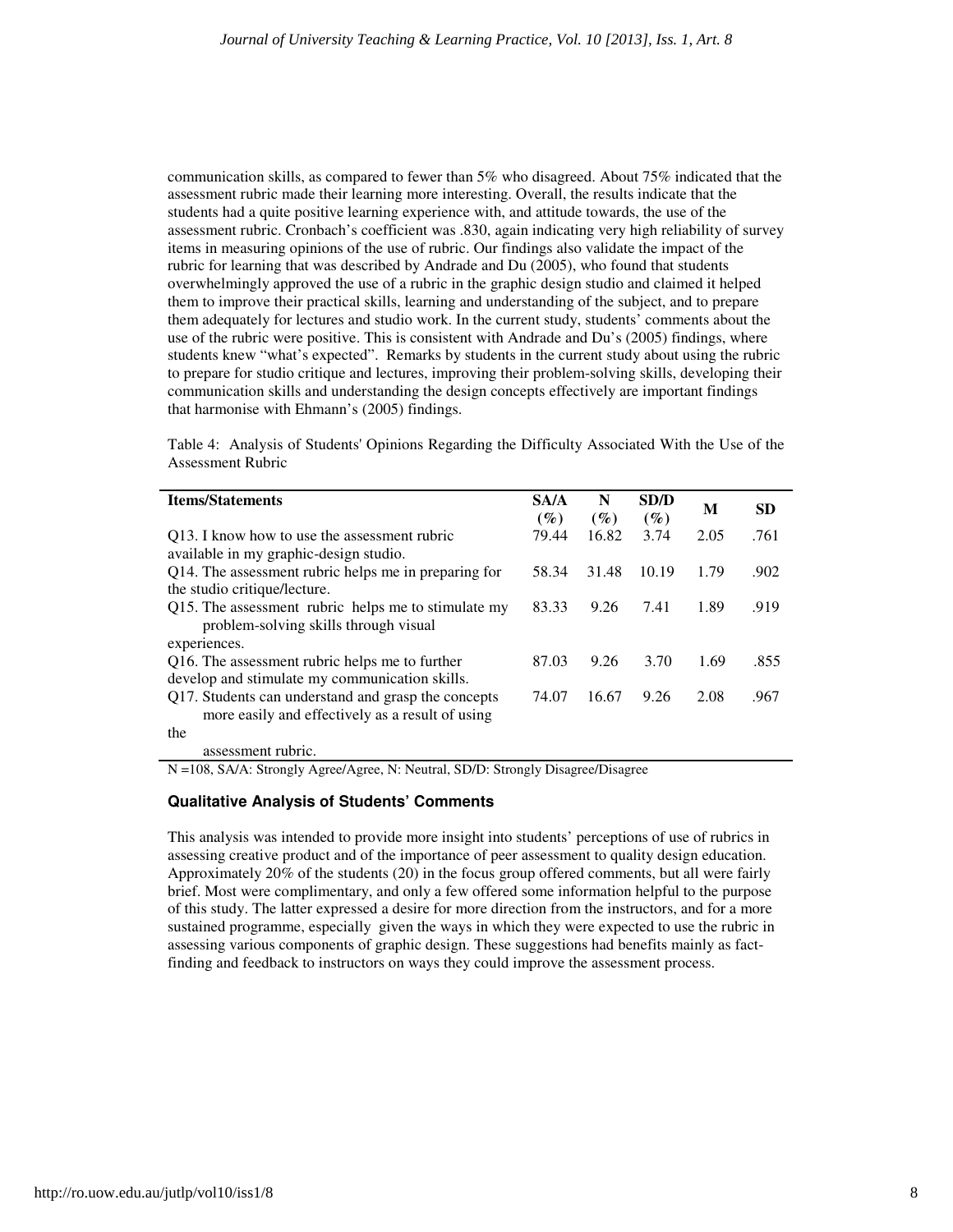communication skills, as compared to fewer than 5% who disagreed. About 75% indicated that the assessment rubric made their learning more interesting. Overall, the results indicate that the students had a quite positive learning experience with, and attitude towards, the use of the assessment rubric. Cronbach's coefficient was .830, again indicating very high reliability of survey items in measuring opinions of the use of rubric. Our findings also validate the impact of the rubric for learning that was described by Andrade and Du (2005), who found that students overwhelmingly approved the use of a rubric in the graphic design studio and claimed it helped them to improve their practical skills, learning and understanding of the subject, and to prepare them adequately for lectures and studio work. In the current study, students' comments about the use of the rubric were positive. This is consistent with Andrade and Du's (2005) findings, where students knew "what's expected". Remarks by students in the current study about using the rubric to prepare for studio critique and lectures, improving their problem-solving skills, developing their communication skills and understanding the design concepts effectively are important findings that harmonise with Ehmann's (2005) findings.

Table 4: Analysis of Students' Opinions Regarding the Difficulty Associated With the Use of the Assessment Rubric

| Items/Statements | SA/A (%) | N (%) | SD/D (%) | M | SD |
|---|---|---|---|---|---|
| Q13. I know how to use the assessment rubric available in my graphic-design studio. | 79.44 | 16.82 | 3.74 | 2.05 | .761 |
| Q14. The assessment rubric helps me in preparing for the studio critique/lecture. | 58.34 | 31.48 | 10.19 | 1.79 | .902 |
| Q15. The assessment rubric helps me to stimulate my problem-solving skills through visual experiences. | 83.33 | 9.26 | 7.41 | 1.89 | .919 |
| Q16. The assessment rubric helps me to further develop and stimulate my communication skills. | 87.03 | 9.26 | 3.70 | 1.69 | .855 |
| Q17. Students can understand and grasp the concepts more easily and effectively as a result of using the assessment rubric. | 74.07 | 16.67 | 9.26 | 2.08 | .967 |

N =108, SA/A: Strongly Agree/Agree, N: Neutral, SD/D: Strongly Disagree/Disagree

### Qualitative Analysis of Students' Comments

This analysis was intended to provide more insight into students' perceptions of use of rubrics in assessing creative product and of the importance of peer assessment to quality design education. Approximately 20% of the students (20) in the focus group offered comments, but all were fairly brief. Most were complimentary, and only a few offered some information helpful to the purpose of this study. The latter expressed a desire for more direction from the instructors, and for a more sustained programme, especially given the ways in which they were expected to use the rubric in assessing various components of graphic design. These suggestions had benefits mainly as fact-finding and feedback to instructors on ways they could improve the assessment process.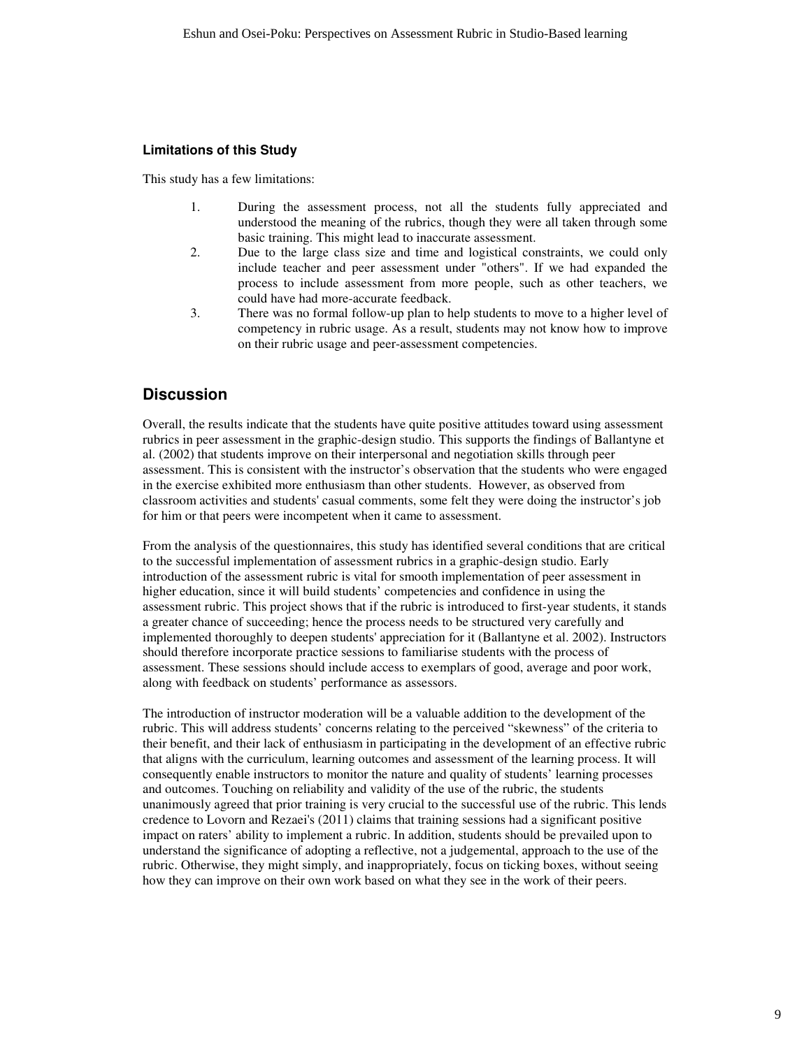### Limitations of this Study

This study has a few limitations:

1. During the assessment process, not all the students fully appreciated and understood the meaning of the rubrics, though they were all taken through some basic training. This might lead to inaccurate assessment.
2. Due to the large class size and time and logistical constraints, we could only include teacher and peer assessment under "others". If we had expanded the process to include assessment from more people, such as other teachers, we could have had more-accurate feedback.
3. There was no formal follow-up plan to help students to move to a higher level of competency in rubric usage. As a result, students may not know how to improve on their rubric usage and peer-assessment competencies.

## Discussion

Overall, the results indicate that the students have quite positive attitudes toward using assessment rubrics in peer assessment in the graphic-design studio. This supports the findings of Ballantyne et al. (2002) that students improve on their interpersonal and negotiation skills through peer assessment. This is consistent with the instructor's observation that the students who were engaged in the exercise exhibited more enthusiasm than other students. However, as observed from classroom activities and students' casual comments, some felt they were doing the instructor's job for him or that peers were incompetent when it came to assessment.

From the analysis of the questionnaires, this study has identified several conditions that are critical to the successful implementation of assessment rubrics in a graphic-design studio. Early introduction of the assessment rubric is vital for smooth implementation of peer assessment in higher education, since it will build students' competencies and confidence in using the assessment rubric. This project shows that if the rubric is introduced to first-year students, it stands a greater chance of succeeding; hence the process needs to be structured very carefully and implemented thoroughly to deepen students' appreciation for it (Ballantyne et al. 2002). Instructors should therefore incorporate practice sessions to familiarise students with the process of assessment. These sessions should include access to exemplars of good, average and poor work, along with feedback on students' performance as assessors.

The introduction of instructor moderation will be a valuable addition to the development of the rubric. This will address students' concerns relating to the perceived "skewness" of the criteria to their benefit, and their lack of enthusiasm in participating in the development of an effective rubric that aligns with the curriculum, learning outcomes and assessment of the learning process. It will consequently enable instructors to monitor the nature and quality of students' learning processes and outcomes. Touching on reliability and validity of the use of the rubric, the students unanimously agreed that prior training is very crucial to the successful use of the rubric. This lends credence to Lovorn and Rezaei's (2011) claims that training sessions had a significant positive impact on raters' ability to implement a rubric. In addition, students should be prevailed upon to understand the significance of adopting a reflective, not a judgemental, approach to the use of the rubric. Otherwise, they might simply, and inappropriately, focus on ticking boxes, without seeing how they can improve on their own work based on what they see in the work of their peers.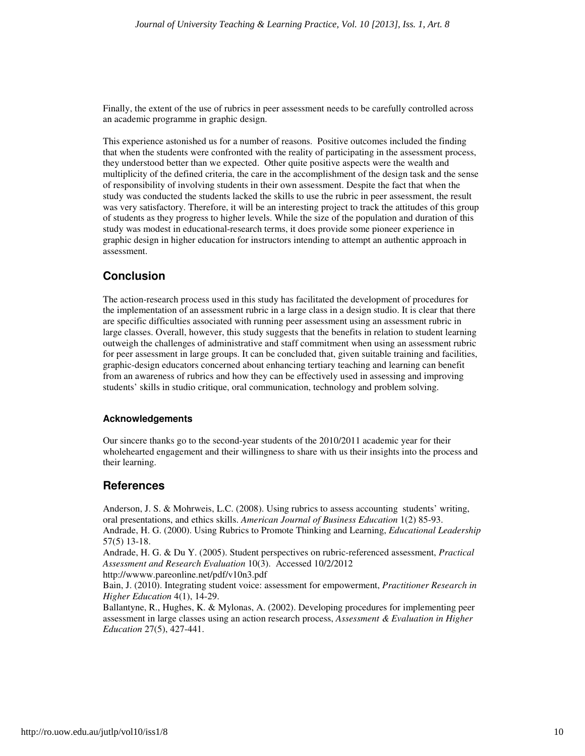Finally, the extent of the use of rubrics in peer assessment needs to be carefully controlled across an academic programme in graphic design.

This experience astonished us for a number of reasons. Positive outcomes included the finding that when the students were confronted with the reality of participating in the assessment process, they understood better than we expected. Other quite positive aspects were the wealth and multiplicity of the defined criteria, the care in the accomplishment of the design task and the sense of responsibility of involving students in their own assessment. Despite the fact that when the study was conducted the students lacked the skills to use the rubric in peer assessment, the result was very satisfactory. Therefore, it will be an interesting project to track the attitudes of this group of students as they progress to higher levels. While the size of the population and duration of this study was modest in educational-research terms, it does provide some pioneer experience in graphic design in higher education for instructors intending to attempt an authentic approach in assessment.

## Conclusion

The action-research process used in this study has facilitated the development of procedures for the implementation of an assessment rubric in a large class in a design studio. It is clear that there are specific difficulties associated with running peer assessment using an assessment rubric in large classes. Overall, however, this study suggests that the benefits in relation to student learning outweigh the challenges of administrative and staff commitment when using an assessment rubric for peer assessment in large groups. It can be concluded that, given suitable training and facilities, graphic-design educators concerned about enhancing tertiary teaching and learning can benefit from an awareness of rubrics and how they can be effectively used in assessing and improving students' skills in studio critique, oral communication, technology and problem solving.

### Acknowledgements

Our sincere thanks go to the second-year students of the 2010/2011 academic year for their wholehearted engagement and their willingness to share with us their insights into the process and their learning.

## References

Anderson, J. S. & Mohrweis, L.C. (2008). Using rubrics to assess accounting students' writing, oral presentations, and ethics skills. *American Journal of Business Education* 1(2) 85-93.

Andrade, H. G. (2000). Using Rubrics to Promote Thinking and Learning, *Educational Leadership* 57(5) 13-18.

Andrade, H. G. & Du Y. (2005). Student perspectives on rubric-referenced assessment, *Practical Assessment and Research Evaluation* 10(3). Accessed 10/2/2012 http://wwww.pareonline.net/pdf/v10n3.pdf

Bain, J. (2010). Integrating student voice: assessment for empowerment, *Practitioner Research in Higher Education* 4(1), 14-29.

Ballantyne, R., Hughes, K. & Mylonas, A. (2002). Developing procedures for implementing peer assessment in large classes using an action research process, *Assessment & Evaluation in Higher Education* 27(5), 427-441.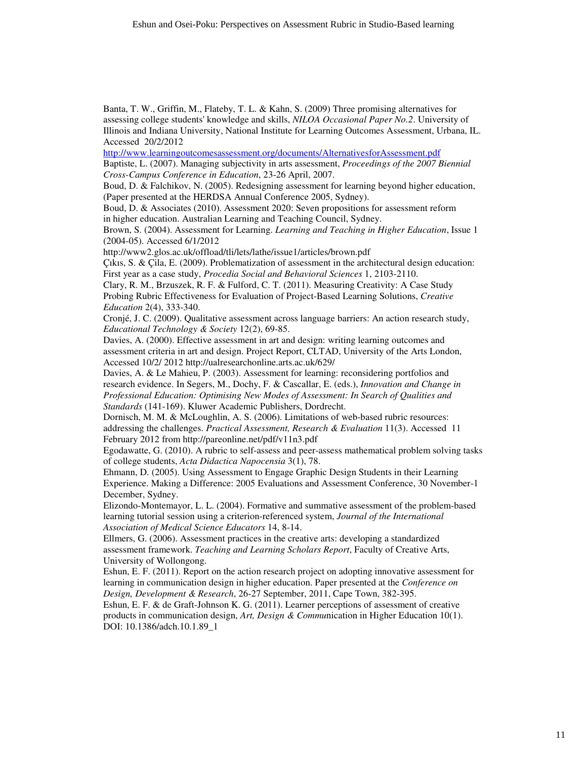Banta, T. W., Griffin, M., Flateby, T. L. & Kahn, S. (2009) Three promising alternatives for assessing college students' knowledge and skills, *NILOA Occasional Paper No.2*. University of Illinois and Indiana University, National Institute for Learning Outcomes Assessment, Urbana, IL. Accessed 20/2/2012 http://www.learningoutcomesassessment.org/documents/AlternativesforAssessment.pdf

Baptiste, L. (2007). Managing subjectivity in arts assessment, *Proceedings of the 2007 Biennial Cross-Campus Conference in Education*, 23-26 April, 2007.

Boud, D. & Falchikov, N. (2005). Redesigning assessment for learning beyond higher education, (Paper presented at the HERDSA Annual Conference 2005, Sydney).

Boud, D. & Associates (2010). Assessment 2020: Seven propositions for assessment reform in higher education. Australian Learning and Teaching Council, Sydney.

Brown, S. (2004). Assessment for Learning. *Learning and Teaching in Higher Education*, Issue 1 (2004-05). Accessed 6/1/2012 http://www2.glos.ac.uk/offload/tli/lets/lathe/issue1/articles/brown.pdf

Çıkıs, S. & Çila, E. (2009). Problematization of assessment in the architectural design education: First year as a case study, *Procedia Social and Behavioral Sciences* 1, 2103-2110.

Clary, R. M., Brzuszek, R. F. & Fulford, C. T. (2011). Measuring Creativity: A Case Study Probing Rubric Effectiveness for Evaluation of Project-Based Learning Solutions, *Creative Education* 2(4), 333-340.

Cronjé, J. C. (2009). Qualitative assessment across language barriers: An action research study, *Educational Technology & Society* 12(2), 69-85.

Davies, A. (2000). Effective assessment in art and design: writing learning outcomes and assessment criteria in art and design. Project Report, CLTAD, University of the Arts London, Accessed 10/2/ 2012 http://ualresearchonline.arts.ac.uk/629/

Davies, A. & Le Mahieu, P. (2003). Assessment for learning: reconsidering portfolios and research evidence. In Segers, M., Dochy, F. & Cascallar, E. (eds.), *Innovation and Change in Professional Education: Optimising New Modes of Assessment: In Search of Qualities and Standards* (141-169). Kluwer Academic Publishers, Dordrecht.

Dornisch, M. M. & McLoughlin, A. S. (2006). Limitations of web-based rubric resources: addressing the challenges. *Practical Assessment, Research & Evaluation* 11(3). Accessed 11 February 2012 from http://pareonline.net/pdf/v11n3.pdf

Egodawatte, G. (2010). A rubric to self-assess and peer-assess mathematical problem solving tasks of college students, *Acta Didactica Napocensia* 3(1), 78.

Ehmann, D. (2005). Using Assessment to Engage Graphic Design Students in their Learning Experience. Making a Difference: 2005 Evaluations and Assessment Conference, 30 November-1 December, Sydney.

Elizondo-Montemayor, L. L. (2004). Formative and summative assessment of the problem-based learning tutorial session using a criterion-referenced system, *Journal of the International Association of Medical Science Educators* 14, 8-14.

Ellmers, G. (2006). Assessment practices in the creative arts: developing a standardized assessment framework. *Teaching and Learning Scholars Report*, Faculty of Creative Arts, University of Wollongong.

Eshun, E. F. (2011). Report on the action research project on adopting innovative assessment for learning in communication design in higher education. Paper presented at the *Conference on Design, Development & Research*, 26-27 September, 2011, Cape Town, 382-395.

Eshun, E. F. & de Graft-Johnson K. G. (2011). Learner perceptions of assessment of creative products in communication design, *Art, Design & Commu*nication in Higher Education 10(1). DOI: 10.1386/adch.10.1.89_1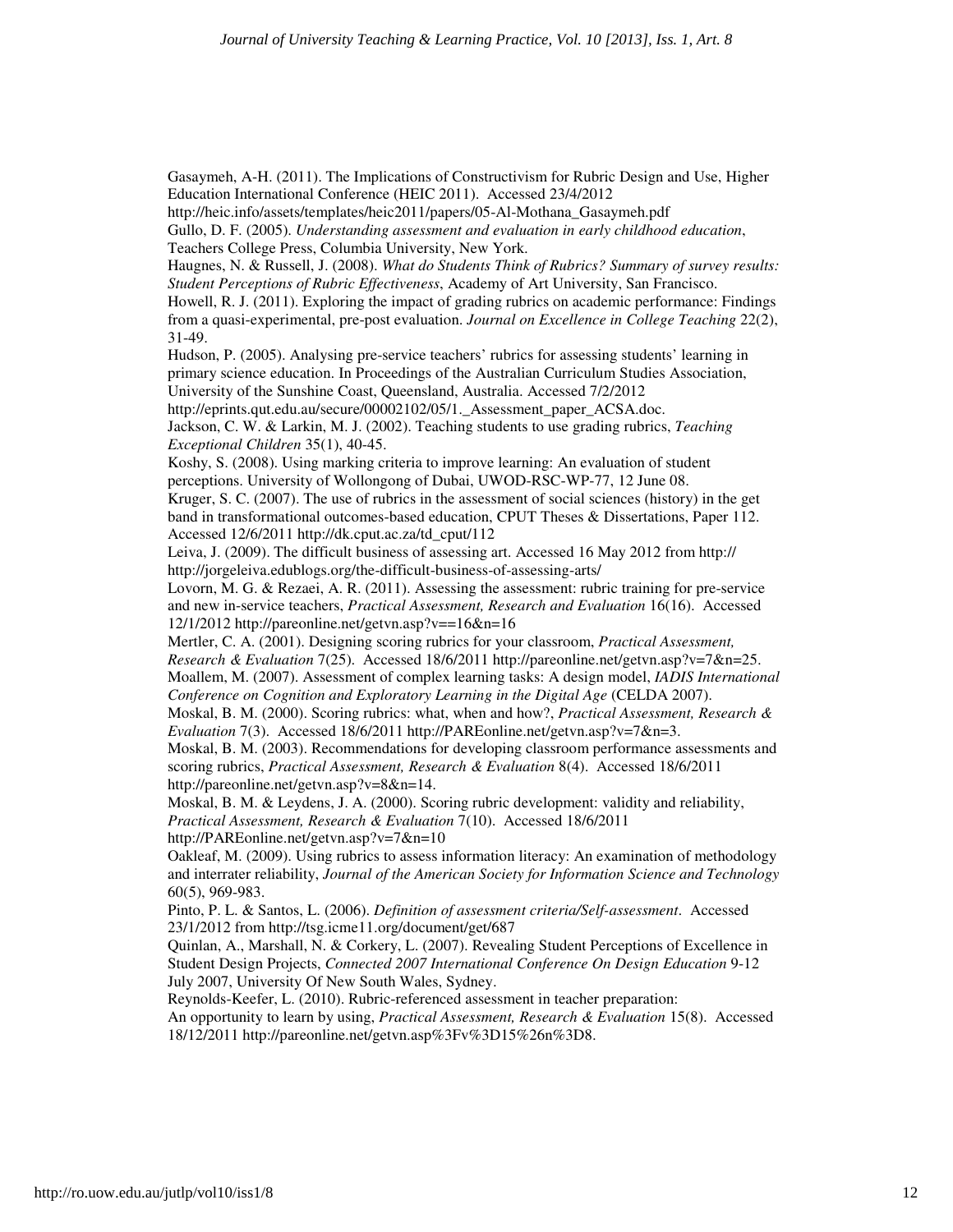Gasaymeh, A-H. (2011). The Implications of Constructivism for Rubric Design and Use, Higher Education International Conference (HEIC 2011). Accessed 23/4/2012 http://heic.info/assets/templates/heic2011/papers/05-Al-Mothana_Gasaymeh.pdf

Gullo, D. F. (2005). *Understanding assessment and evaluation in early childhood education*, Teachers College Press, Columbia University, New York.

Haugnes, N. & Russell, J. (2008). *What do Students Think of Rubrics? Summary of survey results: Student Perceptions of Rubric Effectiveness*, Academy of Art University, San Francisco.

Howell, R. J. (2011). Exploring the impact of grading rubrics on academic performance: Findings from a quasi-experimental, pre-post evaluation. *Journal on Excellence in College Teaching* 22(2), 31-49.

Hudson, P. (2005). Analysing pre-service teachers' rubrics for assessing students' learning in primary science education. In Proceedings of the Australian Curriculum Studies Association, University of the Sunshine Coast, Queensland, Australia. Accessed 7/2/2012 http://eprints.qut.edu.au/secure/00002102/05/1._Assessment_paper_ACSA.doc.

Jackson, C. W. & Larkin, M. J. (2002). Teaching students to use grading rubrics, *Teaching Exceptional Children* 35(1), 40-45.

Koshy, S. (2008). Using marking criteria to improve learning: An evaluation of student perceptions. University of Wollongong of Dubai, UWOD-RSC-WP-77, 12 June 08.

Kruger, S. C. (2007). The use of rubrics in the assessment of social sciences (history) in the get band in transformational outcomes-based education, CPUT Theses & Dissertations, Paper 112. Accessed 12/6/2011 http://dk.cput.ac.za/td_cput/112

Leiva, J. (2009). The difficult business of assessing art. Accessed 16 May 2012 from http:// http://jorgeleiva.edublogs.org/the-difficult-business-of-assessing-arts/

Lovorn, M. G. & Rezaei, A. R. (2011). Assessing the assessment: rubric training for pre-service and new in-service teachers, *Practical Assessment, Research and Evaluation* 16(16). Accessed 12/1/2012 http://pareonline.net/getvn.asp?v==16&n=16

Mertler, C. A. (2001). Designing scoring rubrics for your classroom, *Practical Assessment, Research & Evaluation* 7(25). Accessed 18/6/2011 http://pareonline.net/getvn.asp?v=7&n=25.

Moallem, M. (2007). Assessment of complex learning tasks: A design model, *IADIS International Conference on Cognition and Exploratory Learning in the Digital Age* (CELDA 2007).

Moskal, B. M. (2000). Scoring rubrics: what, when and how?, *Practical Assessment, Research & Evaluation* 7(3). Accessed 18/6/2011 http://PAREonline.net/getvn.asp?v=7&n=3.

Moskal, B. M. (2003). Recommendations for developing classroom performance assessments and scoring rubrics, *Practical Assessment, Research & Evaluation* 8(4). Accessed 18/6/2011 http://pareonline.net/getvn.asp?v=8&n=14.

Moskal, B. M. & Leydens, J. A. (2000). Scoring rubric development: validity and reliability, *Practical Assessment, Research & Evaluation* 7(10). Accessed 18/6/2011 http://PAREonline.net/getvn.asp?v=7&n=10

Oakleaf, M. (2009). Using rubrics to assess information literacy: An examination of methodology and interrater reliability, *Journal of the American Society for Information Science and Technology* 60(5), 969-983.

Pinto, P. L. & Santos, L. (2006). *Definition of assessment criteria/Self-assessment*. Accessed 23/1/2012 from http://tsg.icme11.org/document/get/687

Quinlan, A., Marshall, N. & Corkery, L. (2007). Revealing Student Perceptions of Excellence in Student Design Projects, *Connected 2007 International Conference On Design Education* 9-12 July 2007, University Of New South Wales, Sydney.

Reynolds-Keefer, L. (2010). Rubric-referenced assessment in teacher preparation: An opportunity to learn by using, *Practical Assessment, Research & Evaluation* 15(8). Accessed 18/12/2011 http://pareonline.net/getvn.asp%3Fv%3D15%26n%3D8.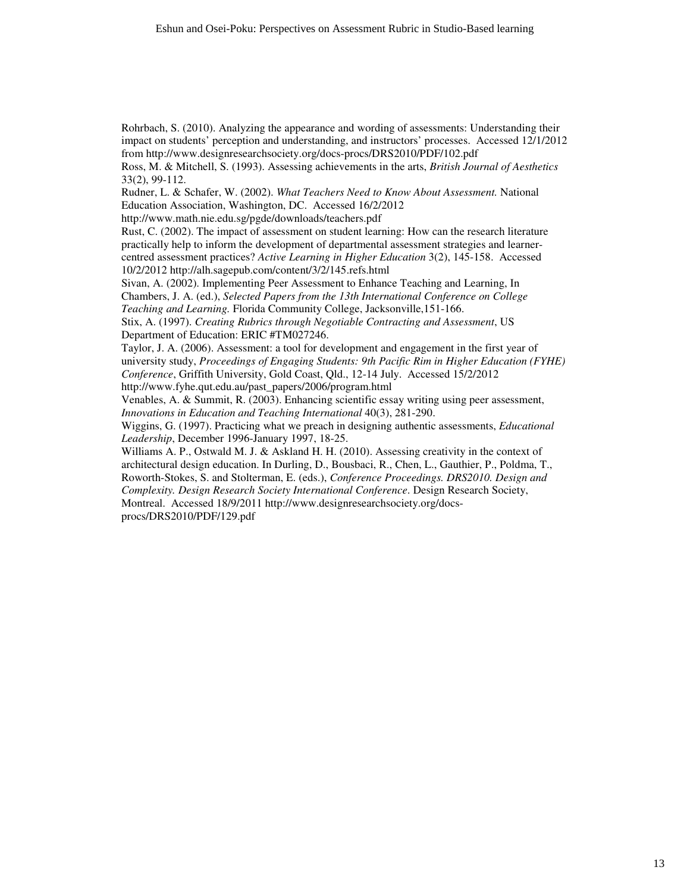Rohrbach, S. (2010). Analyzing the appearance and wording of assessments: Understanding their impact on students' perception and understanding, and instructors' processes. Accessed 12/1/2012 from http://www.designresearchsociety.org/docs-procs/DRS2010/PDF/102.pdf

Ross, M. & Mitchell, S. (1993). Assessing achievements in the arts, *British Journal of Aesthetics* 33(2), 99-112.

Rudner, L. & Schafer, W. (2002). *What Teachers Need to Know About Assessment.* National Education Association, Washington, DC. Accessed 16/2/2012 http://www.math.nie.edu.sg/pgde/downloads/teachers.pdf

Rust, C. (2002). The impact of assessment on student learning: How can the research literature practically help to inform the development of departmental assessment strategies and learner-centred assessment practices? *Active Learning in Higher Education* 3(2), 145-158. Accessed 10/2/2012 http://alh.sagepub.com/content/3/2/145.refs.html

Sivan, A. (2002). Implementing Peer Assessment to Enhance Teaching and Learning, In Chambers, J. A. (ed.), *Selected Papers from the 13th International Conference on College Teaching and Learning.* Florida Community College, Jacksonville,151-166.

Stix, A. (1997). *Creating Rubrics through Negotiable Contracting and Assessment*, US Department of Education: ERIC #TM027246.

Taylor, J. A. (2006). Assessment: a tool for development and engagement in the first year of university study, *Proceedings of Engaging Students: 9th Pacific Rim in Higher Education (FYHE) Conference*, Griffith University, Gold Coast, Qld., 12-14 July. Accessed 15/2/2012 http://www.fyhe.qut.edu.au/past_papers/2006/program.html

Venables, A. & Summit, R. (2003). Enhancing scientific essay writing using peer assessment, *Innovations in Education and Teaching International* 40(3), 281-290.

Wiggins, G. (1997). Practicing what we preach in designing authentic assessments, *Educational Leadership*, December 1996-January 1997, 18-25.

Williams A. P., Ostwald M. J. & Askland H. H. (2010). Assessing creativity in the context of architectural design education. In Durling, D., Bousbaci, R., Chen, L., Gauthier, P., Poldma, T., Roworth-Stokes, S. and Stolterman, E. (eds.), *Conference Proceedings. DRS2010. Design and Complexity. Design Research Society International Conference*. Design Research Society, Montreal. Accessed 18/9/2011 http://www.designresearchsociety.org/docs-procs/DRS2010/PDF/129.pdf